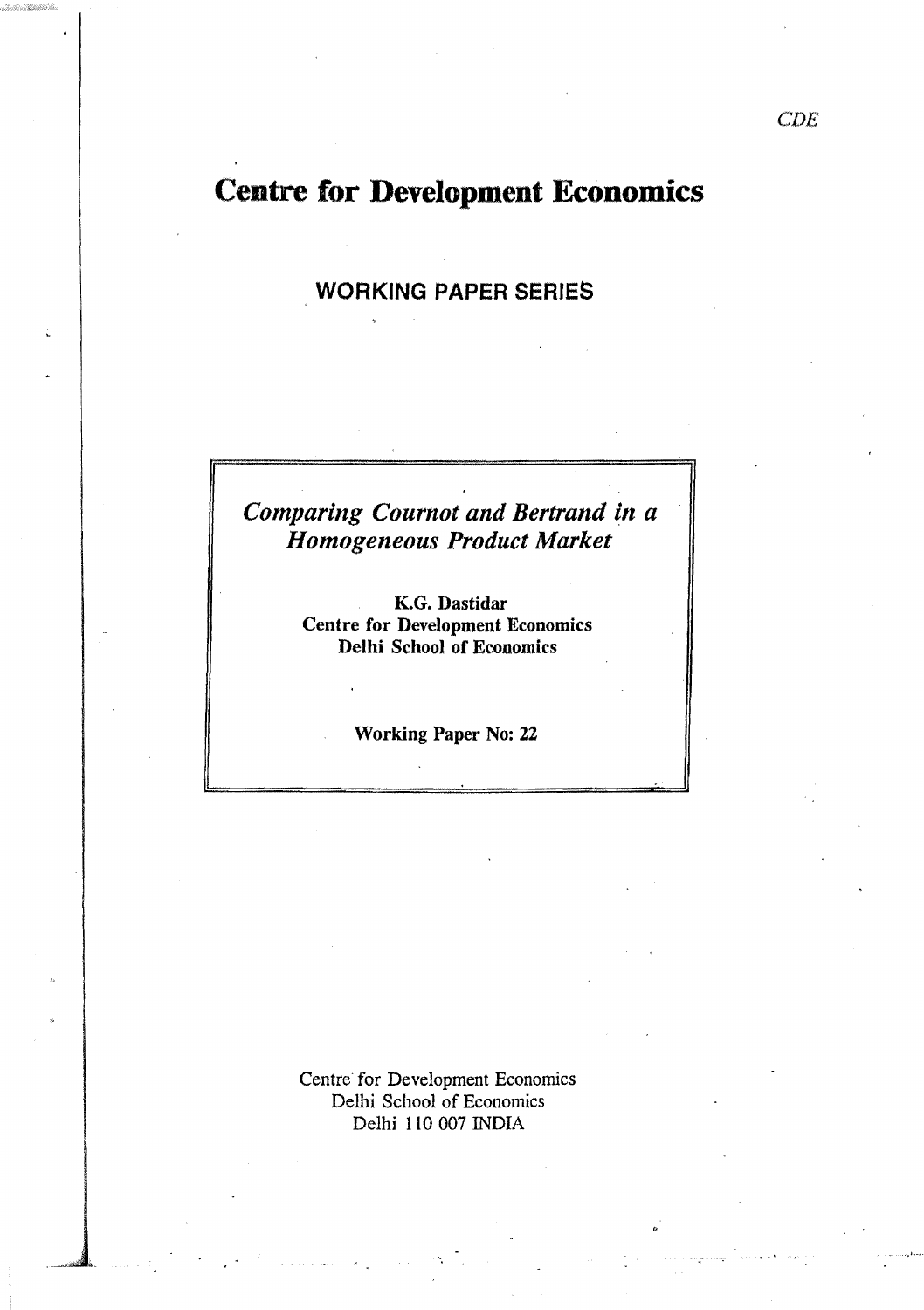CDE

# Centre for Development Economics

## WORKING PAPER SERIES

*Comparing Cournot and Bertrand in a Homogeneous Product Market*

**K.G. Dastidar**
**Centre for Development Economics**
**Delhi School of Economics**

**Working Paper No: 22**

Centre for Development Economics
Delhi School of Economics
Delhi 110 007 INDIA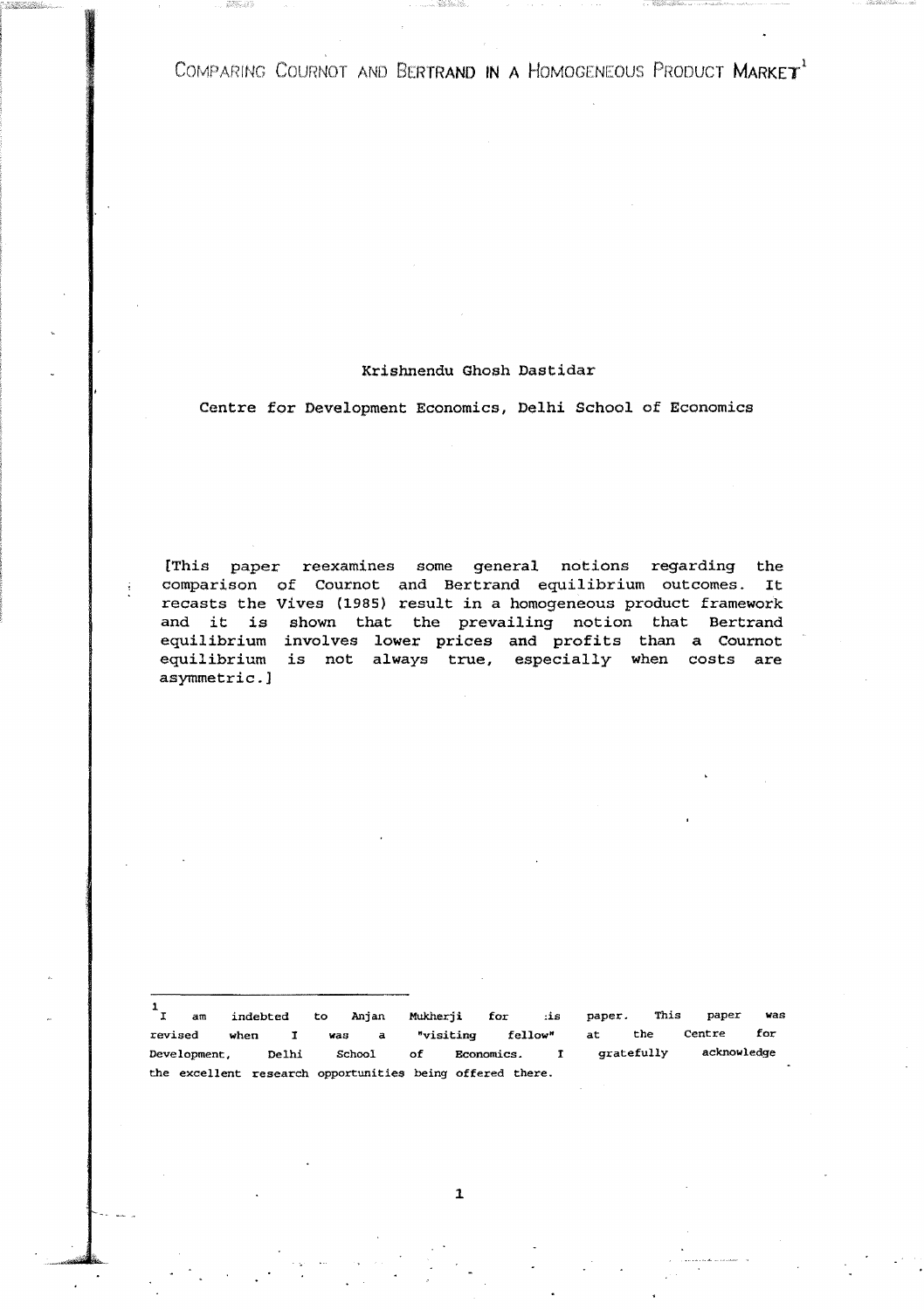# COMPARING COURNOT AND BERTRAND IN A HOMOGENEOUS PRODUCT MARKET[1]

Krishnendu Ghosh Dastidar

Centre for Development Economics, Delhi School of Economics

[This paper reexamines some general notions regarding the comparison of Cournot and Bertrand equilibrium outcomes. It recasts the Vives (1985) result in a homogeneous product framework and it is shown that the prevailing notion that Bertrand equilibrium involves lower prices and profits than a Cournot equilibrium is not always true, especially when costs are asymmetric.]

---

[1] I am indebted to Anjan Mukherji for :is paper. This paper was revised when I was a "visiting fellow" at the Centre for Development, Delhi School of Economics. I gratefully acknowledge the excellent research opportunities being offered there.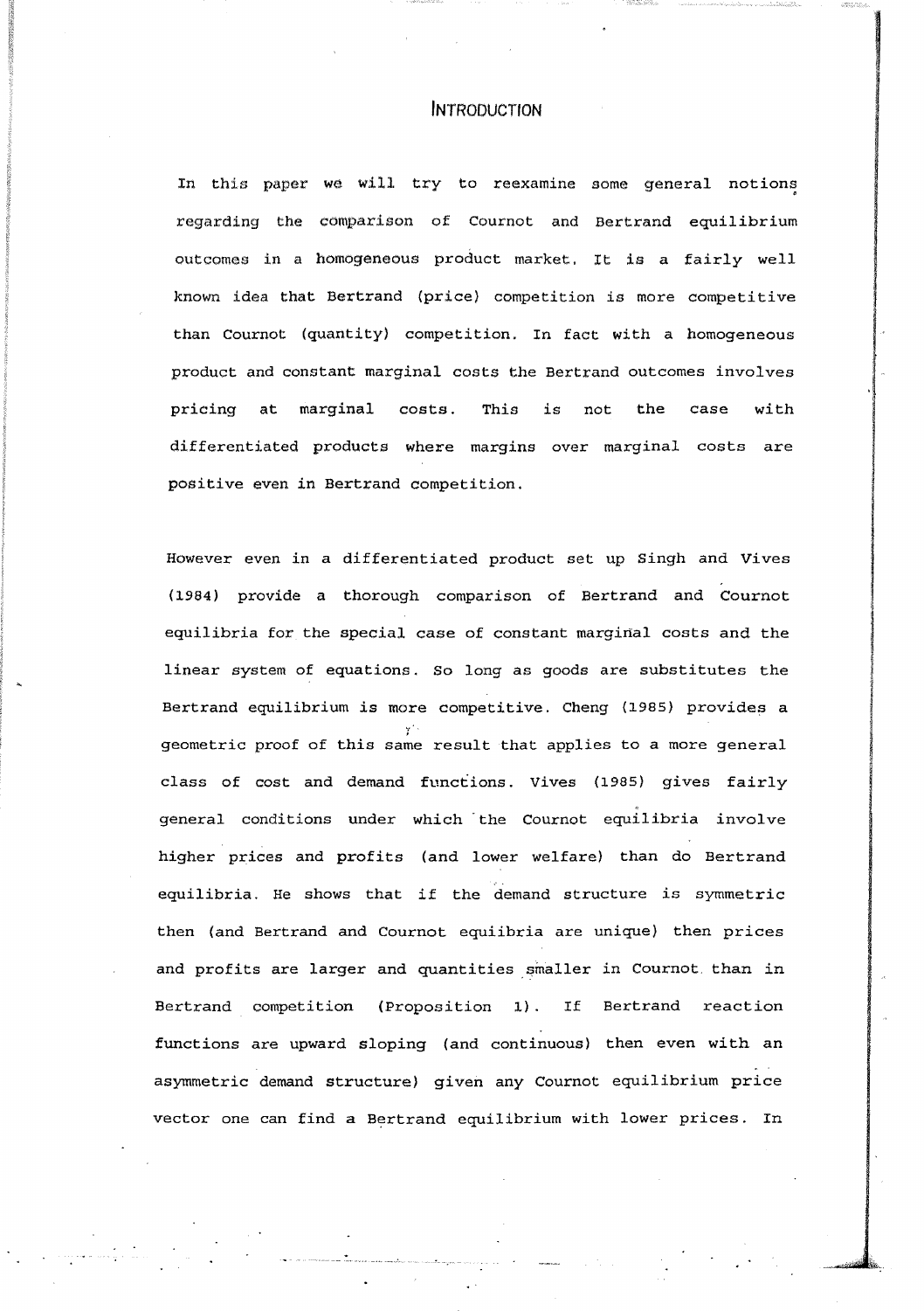# INTRODUCTION

In this paper we will try to reexamine some general notions regarding the comparison of Cournot and Bertrand equilibrium outcomes in a homogeneous product market. It is a fairly well known idea that Bertrand (price) competition is more competitive than Cournot (quantity) competition. In fact with a homogeneous product and constant marginal costs the Bertrand outcomes involves pricing at marginal costs. This is not the case with differentiated products where margins over marginal costs are positive even in Bertrand competition.

However even in a differentiated product set up Singh and Vives (1984) provide a thorough comparison of Bertrand and Cournot equilibria for the special case of constant marginal costs and the linear system of equations. So long as goods are substitutes the Bertrand equilibrium is more competitive. Cheng (1985) provides a geometric proof of this same result that applies to a more general class of cost and demand functions. Vives (1985) gives fairly general conditions under which the Cournot equilibria involve higher prices and profits (and lower welfare) than do Bertrand equilibria. He shows that if the demand structure is symmetric then (and Bertrand and Cournot equiibria are unique) then prices and profits are larger and quantities smaller in Cournot than in Bertrand competition (Proposition 1). If Bertrand reaction functions are upward sloping (and continuous) then even with an asymmetric demand structure) given any Cournot equilibrium price vector one can find a Bertrand equilibrium with lower prices. In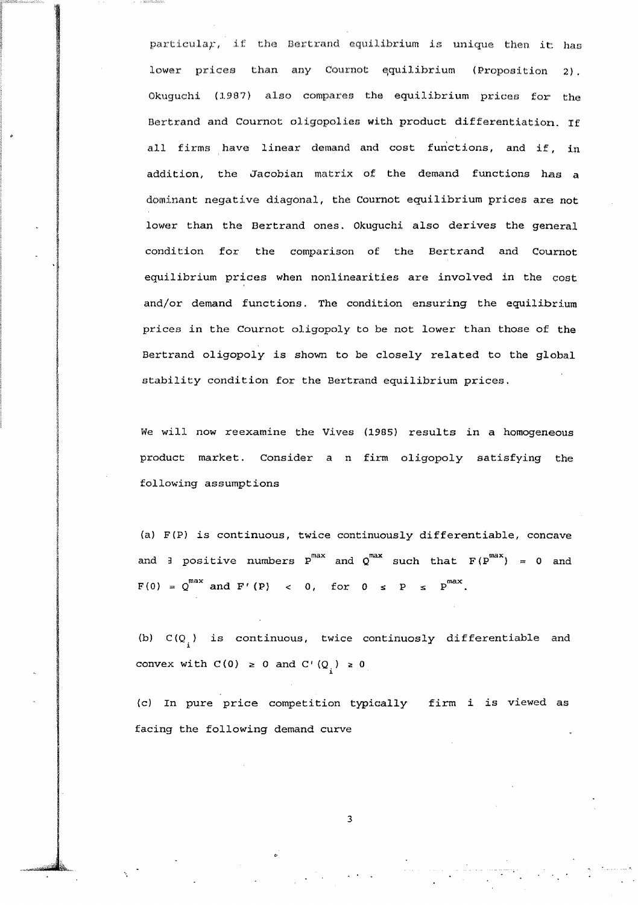particular, if the Bertrand equilibrium is unique then it has lower prices than any Cournot equilibrium (Proposition 2). Okuguchi (1987) also compares the equilibrium prices for the Bertrand and Cournot oligopolies with product differentiation. If all firms have linear demand and cost functions, and if, in addition, the Jacobian matrix of the demand functions has a dominant negative diagonal, the Cournot equilibrium prices are not lower than the Bertrand ones. Okuguchi also derives the general condition for the comparison of the Bertrand and Cournot equilibrium prices when nonlinearities are involved in the cost and/or demand functions. The condition ensuring the equilibrium prices in the Cournot oligopoly to be not lower than those of the Bertrand oligopoly is shown to be closely related to the global stability condition for the Bertrand equilibrium prices.

We will now reexamine the Vives (1985) results in a homogeneous product market. Consider a n firm oligopoly satisfying the following assumptions

(a) $F(P)$ is continuous, twice continuously differentiable, concave and $\exists$ positive numbers $P^{max}$ and $Q^{max}$ such that $F(P^{max}) = 0$ and $F(0) = Q^{max}$ and $F'(P) < 0$, for $0 \leq P \leq P^{max}$.

(b) $C(Q_i)$ is continuous, twice continuosly differentiable and convex with $C(0) \geq 0$ and $C'(Q_i) \geq 0$

(c) In pure price competition typically firm i is viewed as facing the following demand curve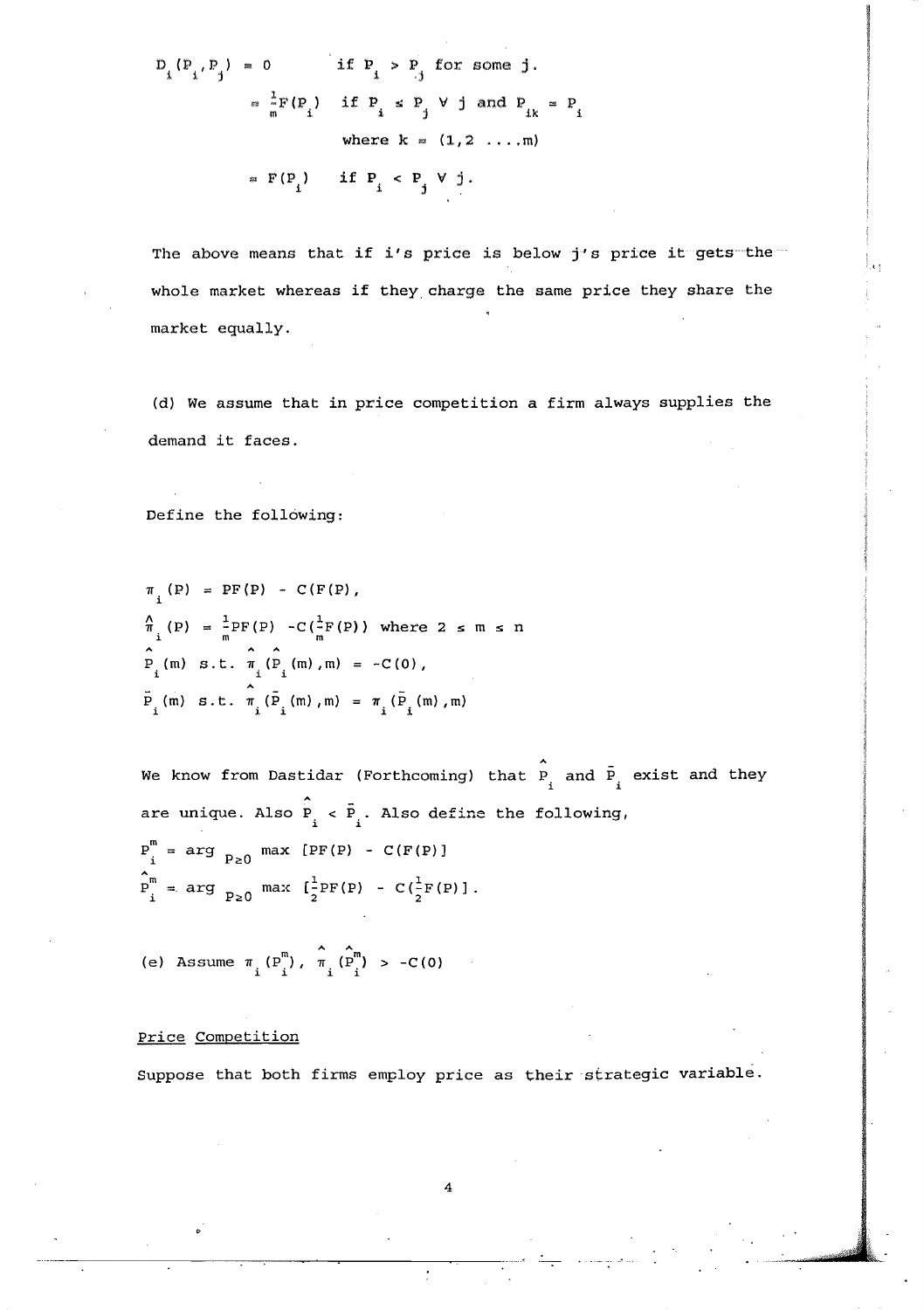$$
\begin{aligned}
D_i(P_i, P_j) &= 0 \qquad \text{if } P_i > P_j \text{ for some } j. \\
&= \frac{1}{m}F(P_i) \quad \text{if } P_i \le P_j \ \forall\ j \text{ and } P_{ik} = P_i \\
&\qquad \text{where } k = (1,2 \ldots, m) \\
&= F(P_i) \quad \text{if } P_i < P_j \ \forall\ j.
\end{aligned}
$$

The above means that if i's price is below j's price it gets the whole market whereas if they charge the same price they share the market equally.

(d) We assume that in price competition a firm always supplies the demand it faces.

Define the following:

$$\pi_i(P) = PF(P) - C(F(P),$$

$$\hat{\pi}_i(P) = \frac{1}{m}PF(P) - C(\frac{1}{m}F(P)) \text{ where } 2 \le m \le n$$

$$\hat{P}_i(m) \text{ s.t. } \hat{\pi}_i(\hat{P}_i(m), m) = -C(0),$$

$$\bar{P}_i(m) \text{ s.t. } \hat{\pi}_i(\bar{P}_i(m), m) = \pi_i(\bar{P}_i(m), m)$$

We know from Dastidar (Forthcoming) that $\hat{P}_i$ and $\bar{P}_i$ exist and they are unique. Also $\hat{P}_i < \bar{P}_i$. Also define the following,

$$P_i^m = \arg_{P \ge 0} \max \ [PF(P) - C(F(P)]$$

$$\hat{P}_i^m = \arg_{P \ge 0} \max \ [\frac{1}{2}PF(P) - C(\frac{1}{2}F(P)].$$

(e) Assume $\pi_i(P_i^m)$, $\hat{\pi}_i(\hat{P}_i^m) > -C(0)$

## Price Competition

Suppose that both firms employ price as their strategic variable.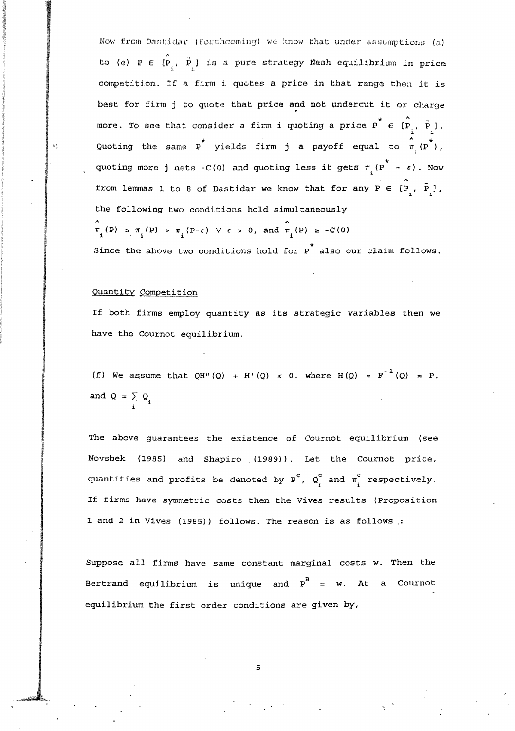Now from Dastidar (Forthcoming) we know that under assumptions (a) to (e) $P \in [\hat{P}_i, \bar{P}_i]$ is a pure strategy Nash equilibrium in price competition. If a firm i quotes a price in that range then it is best for firm j to quote that price and not undercut it or charge more. To see that consider a firm i quoting a price $P^* \in [\hat{P}_i, \bar{P}_i]$. Quoting the same $P^*$ yields firm j a payoff equal to $\hat{\pi}_i(P^*)$, quoting more j nets $-C(0)$ and quoting less it gets $\pi_i(P^* - \epsilon)$. Now from lemmas 1 to 8 of Dastidar we know that for any $P \in [\hat{P}_i, \bar{P}_i]$, the following two conditions hold simultaneously

$$\hat{\pi}_i(P) \geq \pi_i(P) > \pi_i(P-\epsilon) \;\forall\; \epsilon > 0, \text{ and } \hat{\pi}_i(P) \geq -C(0)$$

Since the above two conditions hold for $P^*$ also our claim follows.

## Quantity Competition

If both firms employ quantity as its strategic variables then we have the Cournot equilibrium.

(f) We assume that $QH''(Q) + H'(Q) \leq 0$. where $H(Q) = F^{-1}(Q) = P$. and $Q = \sum_i Q_i$

The above guarantees the existence of Cournot equilibrium (see Novshek (1985) and Shapiro (1989)). Let the Cournot price, quantities and profits be denoted by $P^c$, $Q_i^c$ and $\pi_i^c$ respectively. If firms have symmetric costs then the Vives results (Proposition 1 and 2 in Vives (1985)) follows. The reason is as follows :

Suppose all firms have same constant marginal costs w. Then the Bertrand equilibrium is unique and $P^B = w$. At a Cournot equilibrium the first order conditions are given by,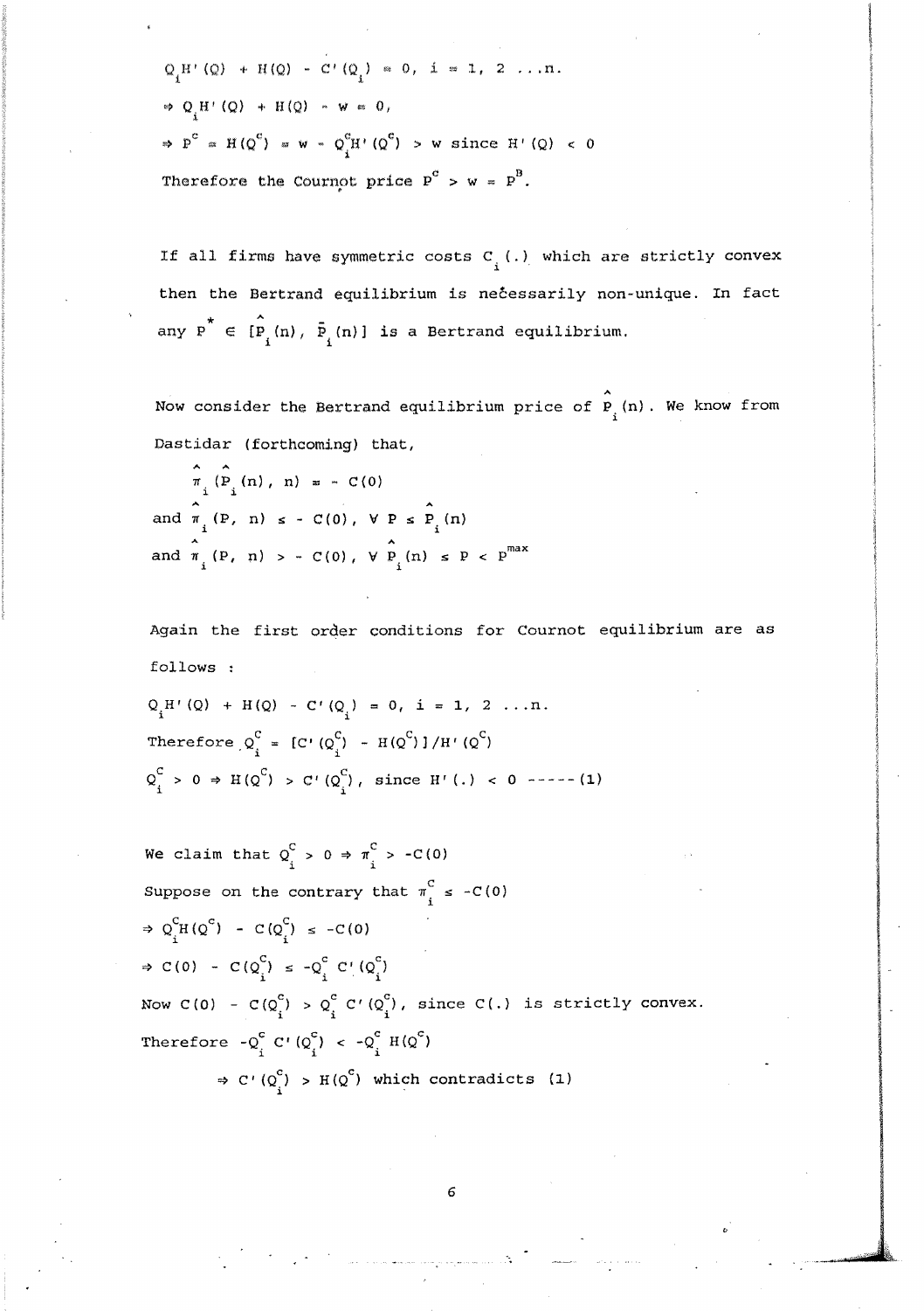$$Q_i H'(Q) + H(Q) - C'(Q_i) = 0, \; i = 1, 2 \ldots n.$$

$$\Rightarrow Q_i H'(Q) + H(Q) - w = 0,$$

$$\Rightarrow P^c = H(Q^c) = w - Q_i^c H'(Q^c) > w \text{ since } H'(Q) < 0$$

Therefore the Cournot price $P^c > w = P^B$.

If all firms have symmetric costs $C_i(.)$ which are strictly convex then the Bertrand equilibrium is necessarily non-unique. In fact any $P^* \in [\hat{P}_i(n), \bar{P}_i(n)]$ is a Bertrand equilibrium.

Now consider the Bertrand equilibrium price of $\hat{P}_i(n)$. We know from Dastidar (forthcoming) that,

$$\hat{\pi}_i(\hat{P}_i(n), n) = - C(0)$$

and $\hat{\pi}_i(P, n) \leq - C(0), \; \forall \; P \leq \hat{P}_i(n)$

and $\hat{\pi}_i(P, n) > - C(0), \; \forall \; \hat{P}_i(n) \leq P < P^{max}$

Again the first order conditions for Cournot equilibrium are as follows :

$$Q_i H'(Q) + H(Q) - C'(Q_i) = 0, \; i = 1, 2 \ldots n.$$

Therefore $Q_i^C = [C'(Q_i^C) - H(Q^C)]/H'(Q^C)$

$Q_i^C > 0 \Rightarrow H(Q^C) > C'(Q_i^C)$, since $H'(.) < 0$ -----(1)

We claim that $Q_i^C > 0 \Rightarrow \pi_i^C > -C(0)$

Suppose on the contrary that $\pi_i^C \leq -C(0)$

$$\Rightarrow Q_i^C H(Q^C) - C(Q_i^C) \leq -C(0)$$

$$\Rightarrow C(0) - C(Q_i^C) \leq -Q_i^c C'(Q_i^c)$$

Now $C(0) - C(Q_i^c) > Q_i^c C'(Q_i^c)$, since $C(.)$ is strictly convex.

Therefore $-Q_i^c C'(Q_i^c) < -Q_i^c H(Q^c)$

$$\Rightarrow C'(Q_i^c) > H(Q^c) \text{ which contradicts (1)}$$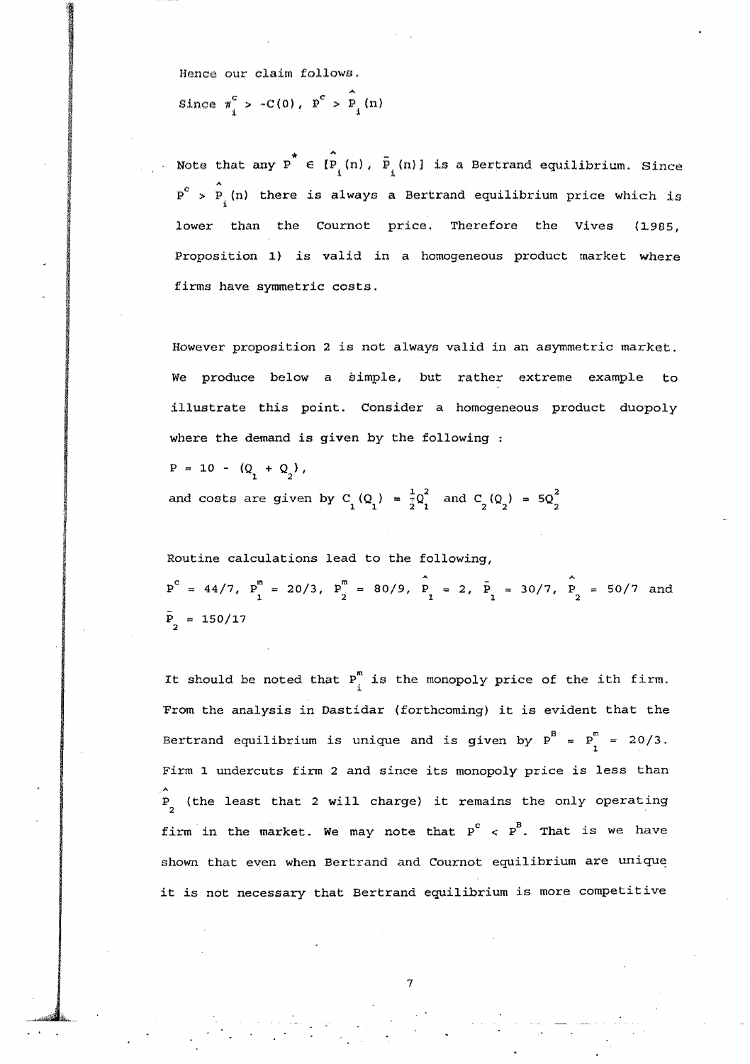Hence our claim follows.

Since $\pi_i^c > -C(0)$, $P^c > \hat{P}_i(n)$

Note that any $P^* \in [\hat{P}_i(n), \bar{P}_i(n)]$ is a Bertrand equilibrium. Since $P^c > \hat{P}_i(n)$ there is always a Bertrand equilibrium price which is lower than the Cournot price. Therefore the Vives (1985, Proposition 1) is valid in a homogeneous product market where firms have symmetric costs.

However proposition 2 is not always valid in an asymmetric market. We produce below a simple, but rather extreme example to illustrate this point. Consider a homogeneous product duopoly where the demand is given by the following :

$P = 10 - (Q_1 + Q_2)$,

and costs are given by $C_1(Q_1) = \frac{1}{2}Q_1^2$ and $C_2(Q_2) = 5Q_2^2$

Routine calculations lead to the following,

$P^c = 44/7$, $P_1^m = 20/3$, $P_2^m = 80/9$, $\hat{P}_1 = 2$, $\bar{P}_1 = 30/7$, $\hat{P}_2 = 50/7$ and $\bar{P}_2 = 150/17$

It should be noted that $P_i^m$ is the monopoly price of the ith firm. From the analysis in Dastidar (forthcoming) it is evident that the Bertrand equilibrium is unique and is given by $P^B = P_1^m = 20/3$. Firm 1 undercuts firm 2 and since its monopoly price is less than $\hat{P}_2$ (the least that 2 will charge) it remains the only operating firm in the market. We may note that $P^c < P^B$. That is we have shown that even when Bertrand and Cournot equilibrium are unique it is not necessary that Bertrand equilibrium is more competitive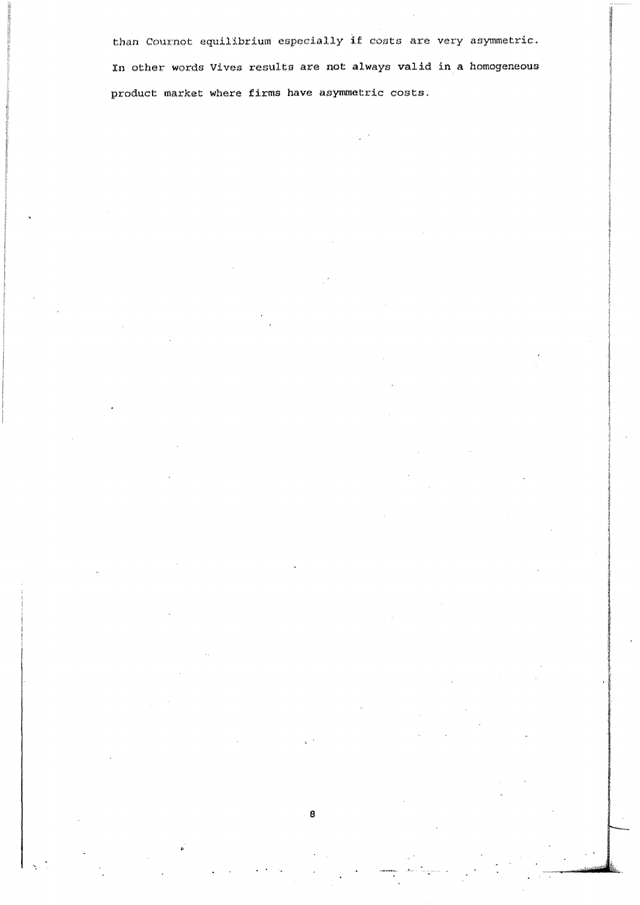than Cournot equilibrium especially if costs are very asymmetric. In other words Vives results are not always valid in a homogeneous product market where firms have asymmetric costs.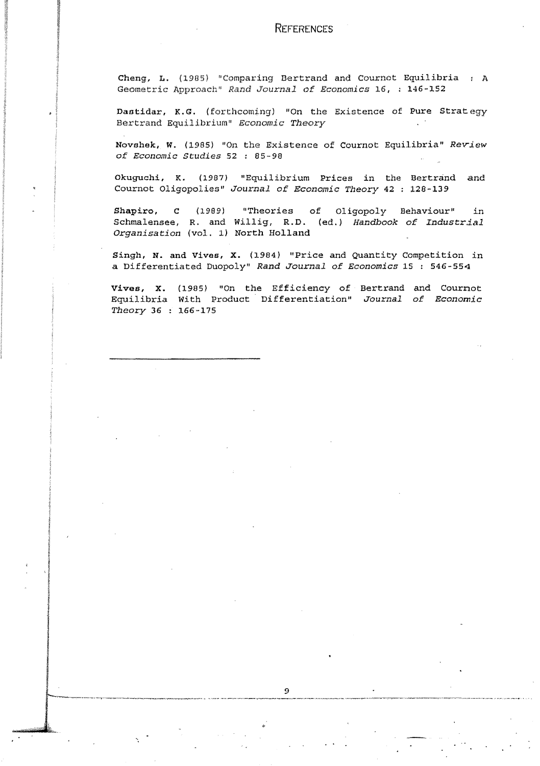# References

**Cheng, L.** (1985) "Comparing Bertrand and Cournot Equilibria : A Geometric Approach" *Rand Journal of Economics* 16, : 146-152

**Dastidar, K.G.** (forthcoming) "On the Existence of Pure Strategy Bertrand Equilibrium" *Economic Theory*

**Novshek, W.** (1985) "On the Existence of Cournot Equilibria" *Review of Economic Studies* 52 : 85-98

**Okuguchi, K.** (1987) "Equilibrium Prices in the Bertrand and Cournot Oligopolies" *Journal of Economic Theory* 42 : 128-139

**Shapiro, C** (1989) "Theories of Oligopoly Behaviour" in Schmalensee, R. and Willig, R.D. (ed.) *Handbook of Industrial Organisation* (vol. 1) North Holland

**Singh, N. and Vives, X.** (1984) "Price and Quantity Competition in a Differentiated Duopoly" *Rand Journal of Economics* 15 : 546-554

**Vives, X.** (1985) "On the Efficiency of Bertrand and Cournot Equilibria With Product Differentiation" *Journal of Economic Theory* 36 : 166-175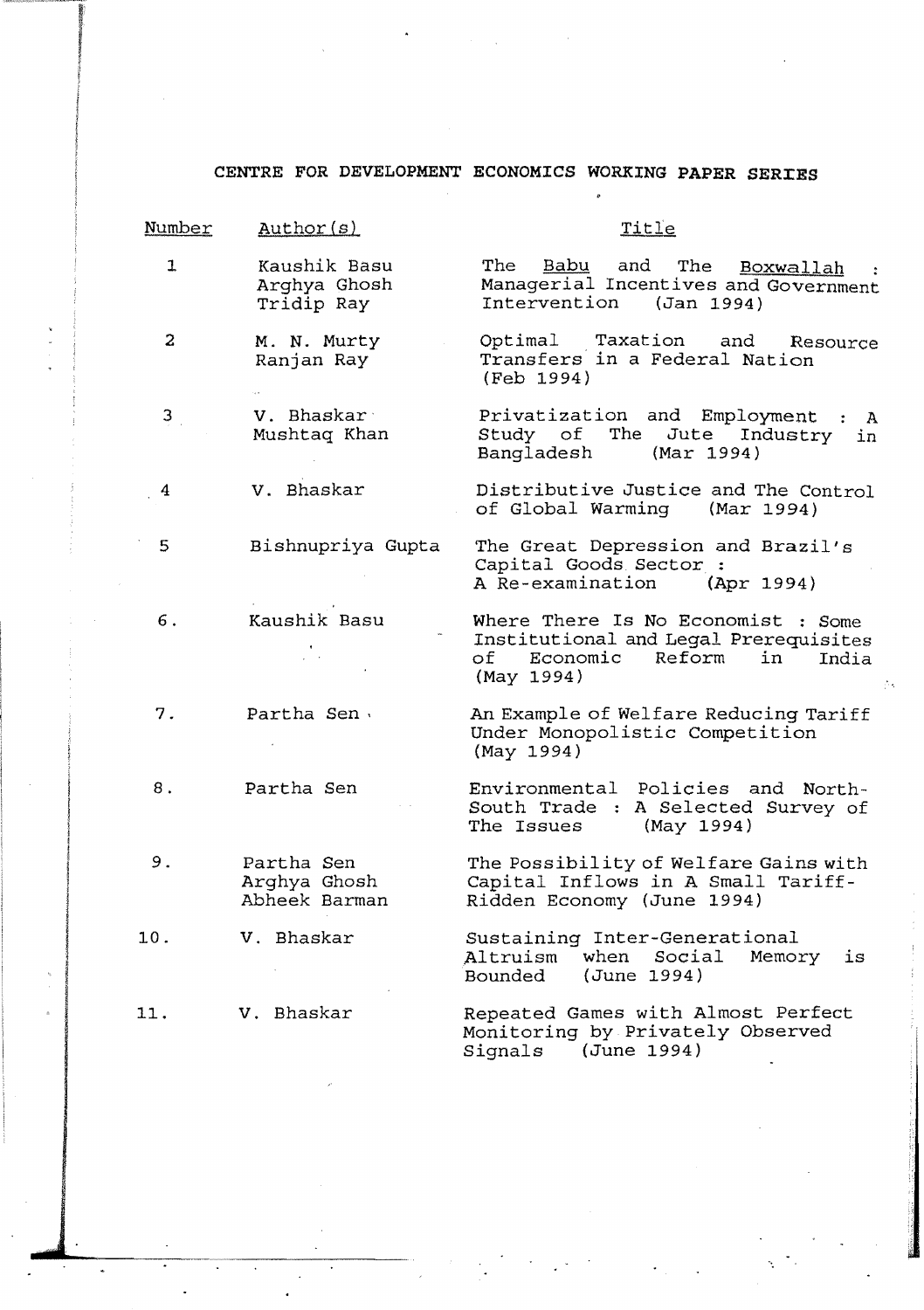# CENTRE FOR DEVELOPMENT ECONOMICS WORKING PAPER SERIES

| Number | Author(s) | Title |
| --- | --- | --- |
| 1 | Kaushik Basu<br>Arghya Ghosh<br>Tridip Ray | The Babu and The Boxwallah : Managerial Incentives and Government Intervention (Jan 1994) |
| 2 | M. N. Murty<br>Ranjan Ray | Optimal Taxation and Resource Transfers in a Federal Nation (Feb 1994) |
| 3 | V. Bhaskar<br>Mushtaq Khan | Privatization and Employment : A Study of The Jute Industry in Bangladesh (Mar 1994) |
| 4 | V. Bhaskar | Distributive Justice and The Control of Global Warming (Mar 1994) |
| 5 | Bishnupriya Gupta | The Great Depression and Brazil's Capital Goods Sector : A Re-examination (Apr 1994) |
| 6. | Kaushik Basu | Where There Is No Economist : Some Institutional and Legal Prerequisites of Economic Reform in India (May 1994) |
| 7. | Partha Sen | An Example of Welfare Reducing Tariff Under Monopolistic Competition (May 1994) |
| 8. | Partha Sen | Environmental Policies and North-South Trade : A Selected Survey of The Issues (May 1994) |
| 9. | Partha Sen<br>Arghya Ghosh<br>Abheek Barman | The Possibility of Welfare Gains with Capital Inflows in A Small Tariff-Ridden Economy (June 1994) |
| 10. | V. Bhaskar | Sustaining Inter-Generational Altruism when Social Memory is Bounded (June 1994) |
| 11. | V. Bhaskar | Repeated Games with Almost Perfect Monitoring by Privately Observed Signals (June 1994) |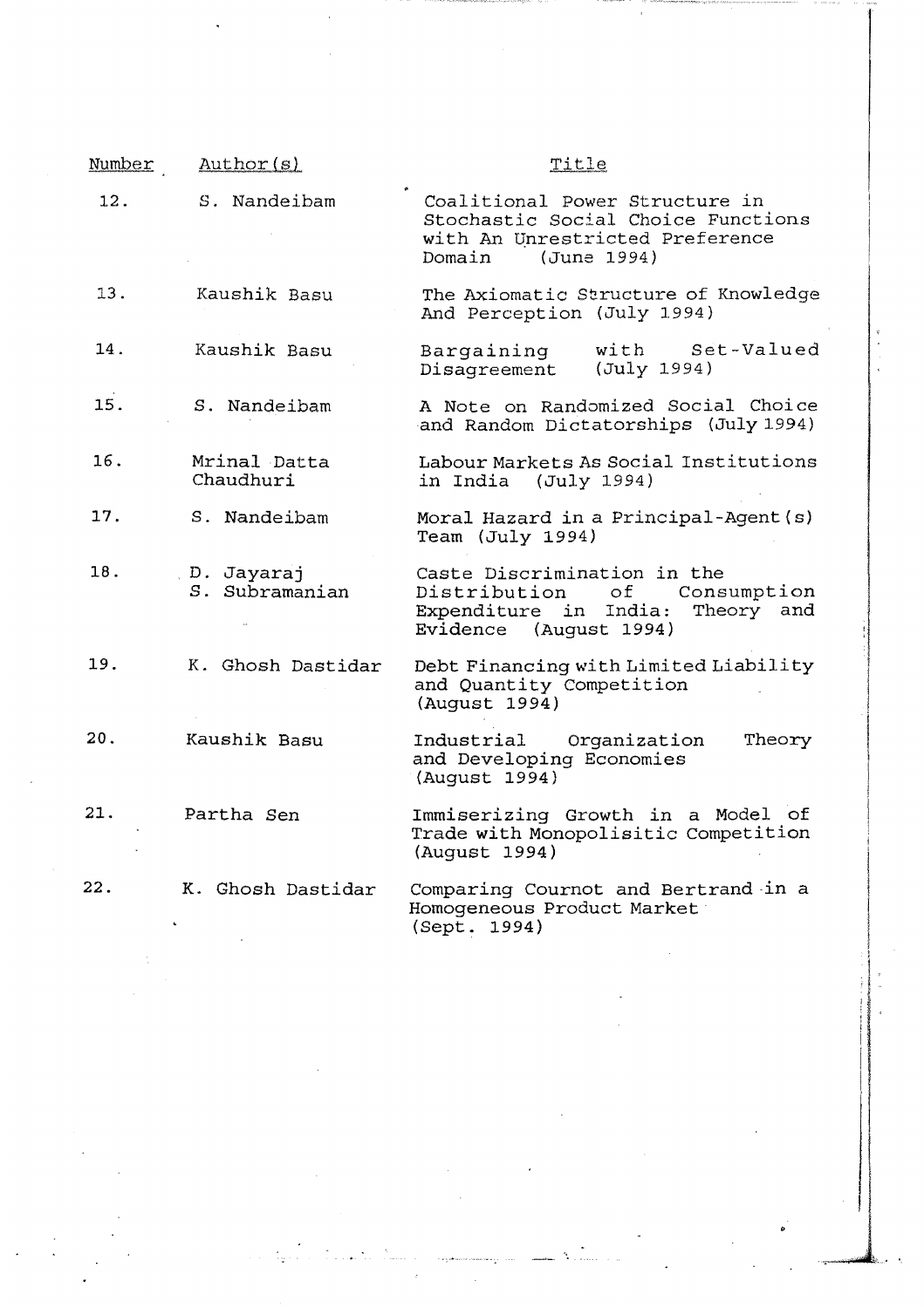| Number | Author(s) | Title |
|---|---|---|
| 12. | S. Nandeibam | Coalitional Power Structure in Stochastic Social Choice Functions with An Unrestricted Preference Domain (June 1994) |
| 13. | Kaushik Basu | The Axiomatic Structure of Knowledge And Perception (July 1994) |
| 14. | Kaushik Basu | Bargaining with Set-Valued Disagreement (July 1994) |
| 15. | S. Nandeibam | A Note on Randomized Social Choice and Random Dictatorships (July 1994) |
| 16. | Mrinal Datta Chaudhuri | Labour Markets As Social Institutions in India (July 1994) |
| 17. | S. Nandeibam | Moral Hazard in a Principal-Agent(s) Team (July 1994) |
| 18. | D. Jayaraj<br>S. Subramanian | Caste Discrimination in the Distribution of Consumption Expenditure in India: Theory and Evidence (August 1994) |
| 19. | K. Ghosh Dastidar | Debt Financing with Limited Liability and Quantity Competition (August 1994) |
| 20. | Kaushik Basu | Industrial Organization Theory and Developing Economies (August 1994) |
| 21. | Partha Sen | Immiserizing Growth in a Model of Trade with Monopolisitic Competition (August 1994) |
| 22. | K. Ghosh Dastidar | Comparing Cournot and Bertrand in a Homogeneous Product Market (Sept. 1994) |